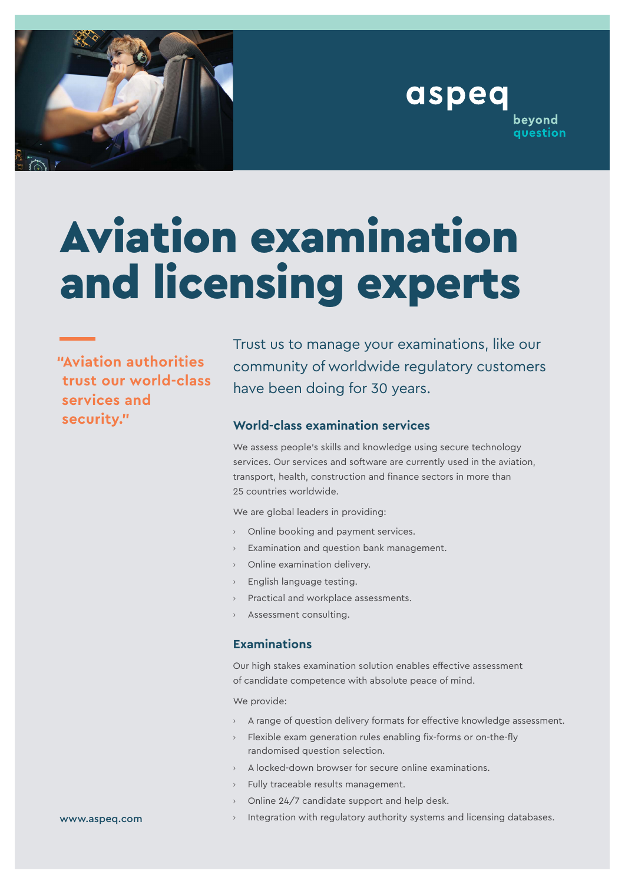aspeq

beyond question

# Aviation examination and licensing experts

"Aviation authorities trust our world-class services and security."

Trust us to manage your examinations, like our community of worldwide regulatory customers have been doing for 30 years.

## World-class examination services

We assess people's skills and knowledge using secure technology services. Our services and software are currently used in the aviation, transport, health, construction and finance sectors in more than 25 countries worldwide.

We are global leaders in providing:

- Online booking and payment services.
- Examination and question bank management.
- Online examination delivery.
- English language testing.
- Practical and workplace assessments.
- Assessment consulting.

## Examinations

Our high stakes examination solution enables effective assessment of candidate competence with absolute peace of mind.

We provide:

- A range of question delivery formats for effective knowledge assessment.
- Flexible exam generation rules enabling fix-forms or on-the-fly randomised question selection.
- A locked-down browser for secure online examinations.
- Fully traceable results management.
- Online 24/7 candidate support and help desk.
- Integration with regulatory authority systems and licensing databases.

www.aspeq.com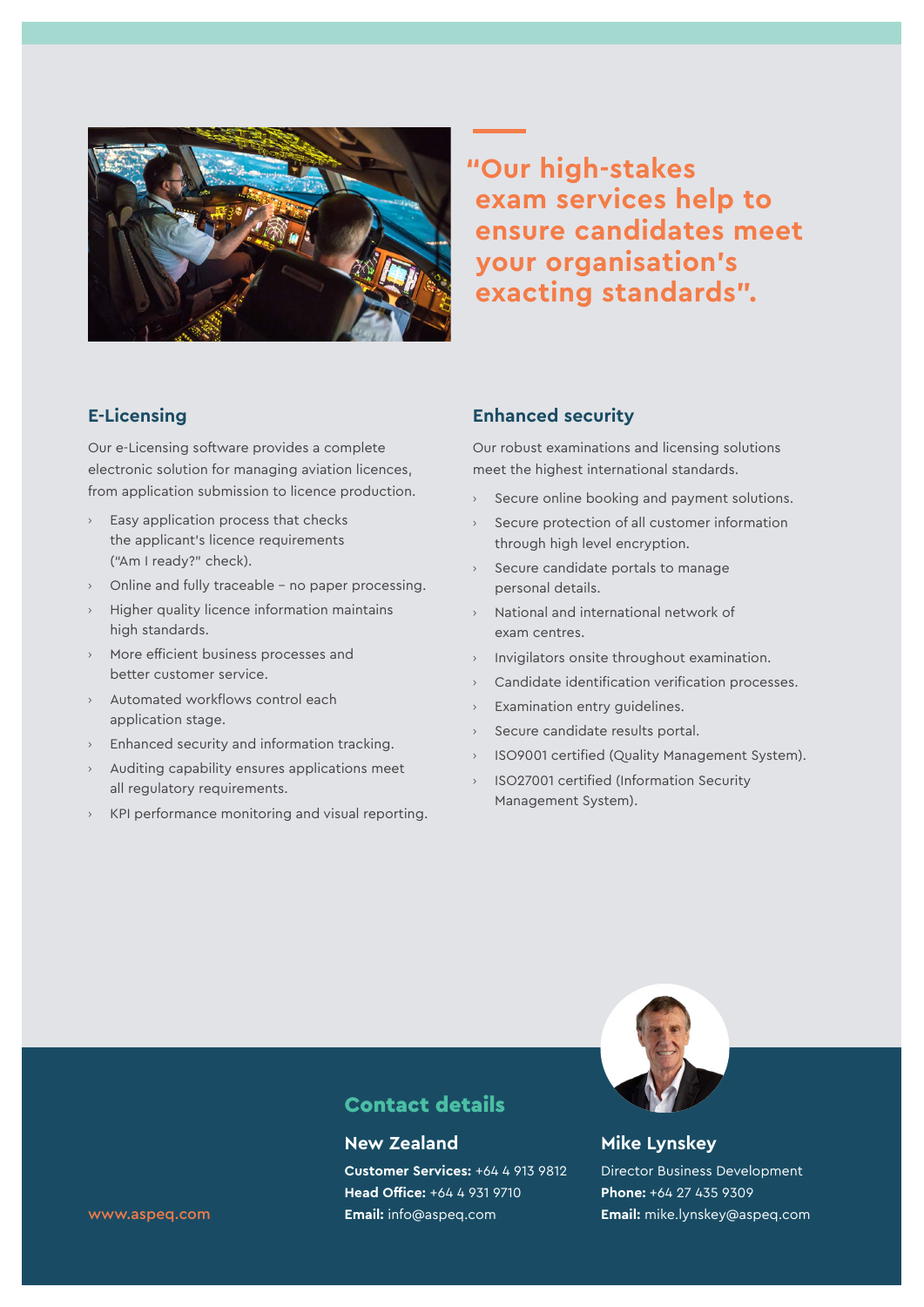"Our high-stakes exam services help to ensure candidates meet your organisation's exacting standards".

## E-Licensing

Our e-Licensing software provides a complete electronic solution for managing aviation licences, from application submission to licence production.

- Easy application process that checks the applicant's licence requirements ("Am I ready?" check).
- Online and fully traceable – no paper processing.
- Higher quality licence information maintains high standards.
- More efficient business processes and better customer service.
- Automated workflows control each application stage.
- Enhanced security and information tracking.
- Auditing capability ensures applications meet all regulatory requirements.
- KPI performance monitoring and visual reporting.

## Enhanced security

Our robust examinations and licensing solutions meet the highest international standards.

- Secure online booking and payment solutions.
- Secure protection of all customer information through high level encryption.
- Secure candidate portals to manage personal details.
- National and international network of exam centres.
- Invigilators onsite throughout examination.
- Candidate identification verification processes.
- Examination entry guidelines.
- Secure candidate results portal.
- ISO9001 certified (Quality Management System).
- ISO27001 certified (Information Security Management System).

## Contact details

### New Zealand

**Customer Services:** +64 4 913 9812
**Head Office:** +64 4 931 9710
**Email:** info@aspeq.com

### Mike Lynskey

Director Business Development
**Phone:** +64 27 435 9309
**Email:** mike.lynskey@aspeq.com

www.aspeq.com